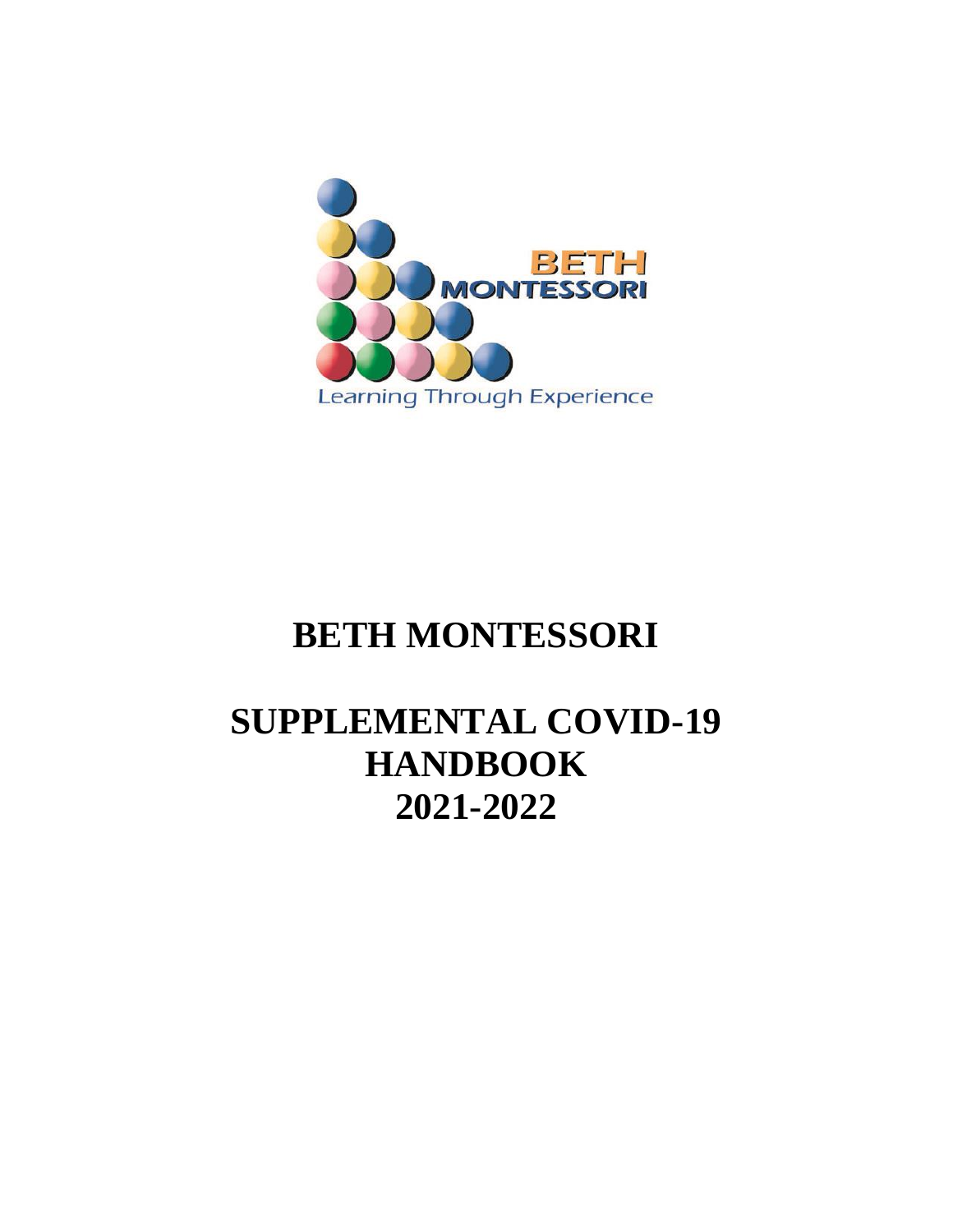BETH MONTESSORI

Learning Through Experience

# BETH MONTESSORI

# SUPPLEMENTAL COVID-19 HANDBOOK 2021-2022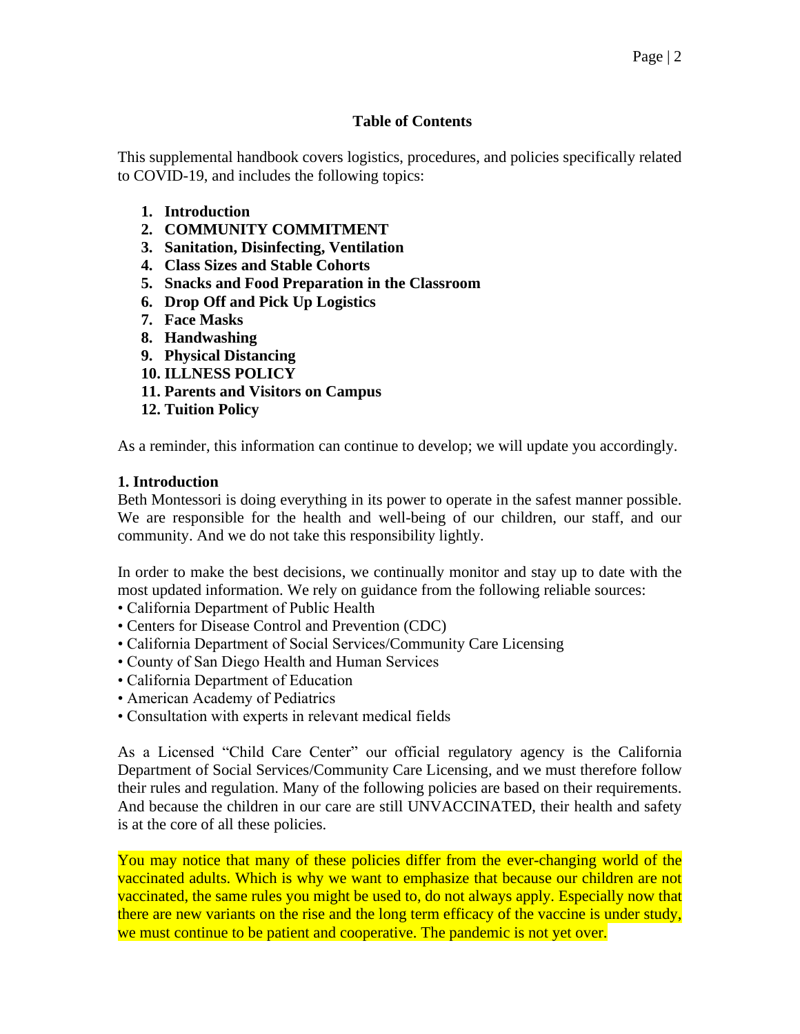## Table of Contents

This supplemental handbook covers logistics, procedures, and policies specifically related to COVID-19, and includes the following topics:

1. **Introduction**
2. **COMMUNITY COMMITMENT**
3. **Sanitation, Disinfecting, Ventilation**
4. **Class Sizes and Stable Cohorts**
5. **Snacks and Food Preparation in the Classroom**
6. **Drop Off and Pick Up Logistics**
7. **Face Masks**
8. **Handwashing**
9. **Physical Distancing**
10. **ILLNESS POLICY**
11. **Parents and Visitors on Campus**
12. **Tuition Policy**

As a reminder, this information can continue to develop; we will update you accordingly.

### 1. Introduction

Beth Montessori is doing everything in its power to operate in the safest manner possible. We are responsible for the health and well-being of our children, our staff, and our community. And we do not take this responsibility lightly.

In order to make the best decisions, we continually monitor and stay up to date with the most updated information. We rely on guidance from the following reliable sources:

- California Department of Public Health
- Centers for Disease Control and Prevention (CDC)
- California Department of Social Services/Community Care Licensing
- County of San Diego Health and Human Services
- California Department of Education
- American Academy of Pediatrics
- Consultation with experts in relevant medical fields

As a Licensed "Child Care Center" our official regulatory agency is the California Department of Social Services/Community Care Licensing, and we must therefore follow their rules and regulation. Many of the following policies are based on their requirements. And because the children in our care are still UNVACCINATED, their health and safety is at the core of all these policies.

You may notice that many of these policies differ from the ever-changing world of the vaccinated adults. Which is why we want to emphasize that because our children are not vaccinated, the same rules you might be used to, do not always apply. Especially now that there are new variants on the rise and the long term efficacy of the vaccine is under study, we must continue to be patient and cooperative. The pandemic is not yet over.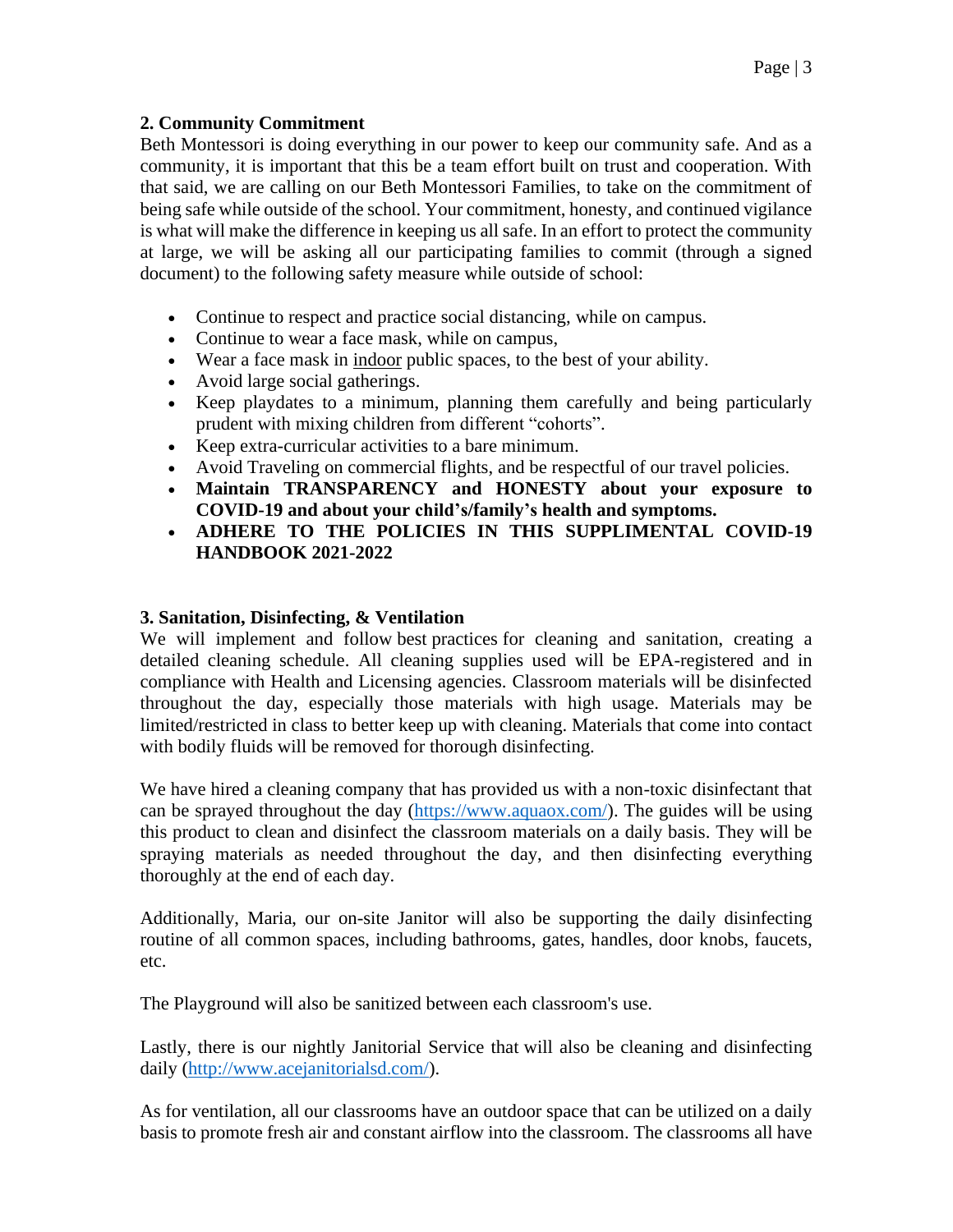### 2. Community Commitment

Beth Montessori is doing everything in our power to keep our community safe. And as a community, it is important that this be a team effort built on trust and cooperation. With that said, we are calling on our Beth Montessori Families, to take on the commitment of being safe while outside of the school. Your commitment, honesty, and continued vigilance is what will make the difference in keeping us all safe. In an effort to protect the community at large, we will be asking all our participating families to commit (through a signed document) to the following safety measure while outside of school:

- Continue to respect and practice social distancing, while on campus.
- Continue to wear a face mask, while on campus,
- Wear a face mask in <u>indoor</u> public spaces, to the best of your ability.
- Avoid large social gatherings.
- Keep playdates to a minimum, planning them carefully and being particularly prudent with mixing children from different "cohorts".
- Keep extra-curricular activities to a bare minimum.
- Avoid Traveling on commercial flights, and be respectful of our travel policies.
- **Maintain TRANSPARENCY and HONESTY about your exposure to COVID-19 and about your child's/family's health and symptoms.**
- **ADHERE TO THE POLICIES IN THIS SUPPLIMENTAL COVID-19 HANDBOOK 2021-2022**

### 3. Sanitation, Disinfecting, & Ventilation

We will implement and follow best practices for cleaning and sanitation, creating a detailed cleaning schedule. All cleaning supplies used will be EPA-registered and in compliance with Health and Licensing agencies. Classroom materials will be disinfected throughout the day, especially those materials with high usage. Materials may be limited/restricted in class to better keep up with cleaning. Materials that come into contact with bodily fluids will be removed for thorough disinfecting.

We have hired a cleaning company that has provided us with a non-toxic disinfectant that can be sprayed throughout the day (https://www.aquaox.com/). The guides will be using this product to clean and disinfect the classroom materials on a daily basis. They will be spraying materials as needed throughout the day, and then disinfecting everything thoroughly at the end of each day.

Additionally, Maria, our on-site Janitor will also be supporting the daily disinfecting routine of all common spaces, including bathrooms, gates, handles, door knobs, faucets, etc.

The Playground will also be sanitized between each classroom's use.

Lastly, there is our nightly Janitorial Service that will also be cleaning and disinfecting daily (http://www.acejanitorialsd.com/).

As for ventilation, all our classrooms have an outdoor space that can be utilized on a daily basis to promote fresh air and constant airflow into the classroom. The classrooms all have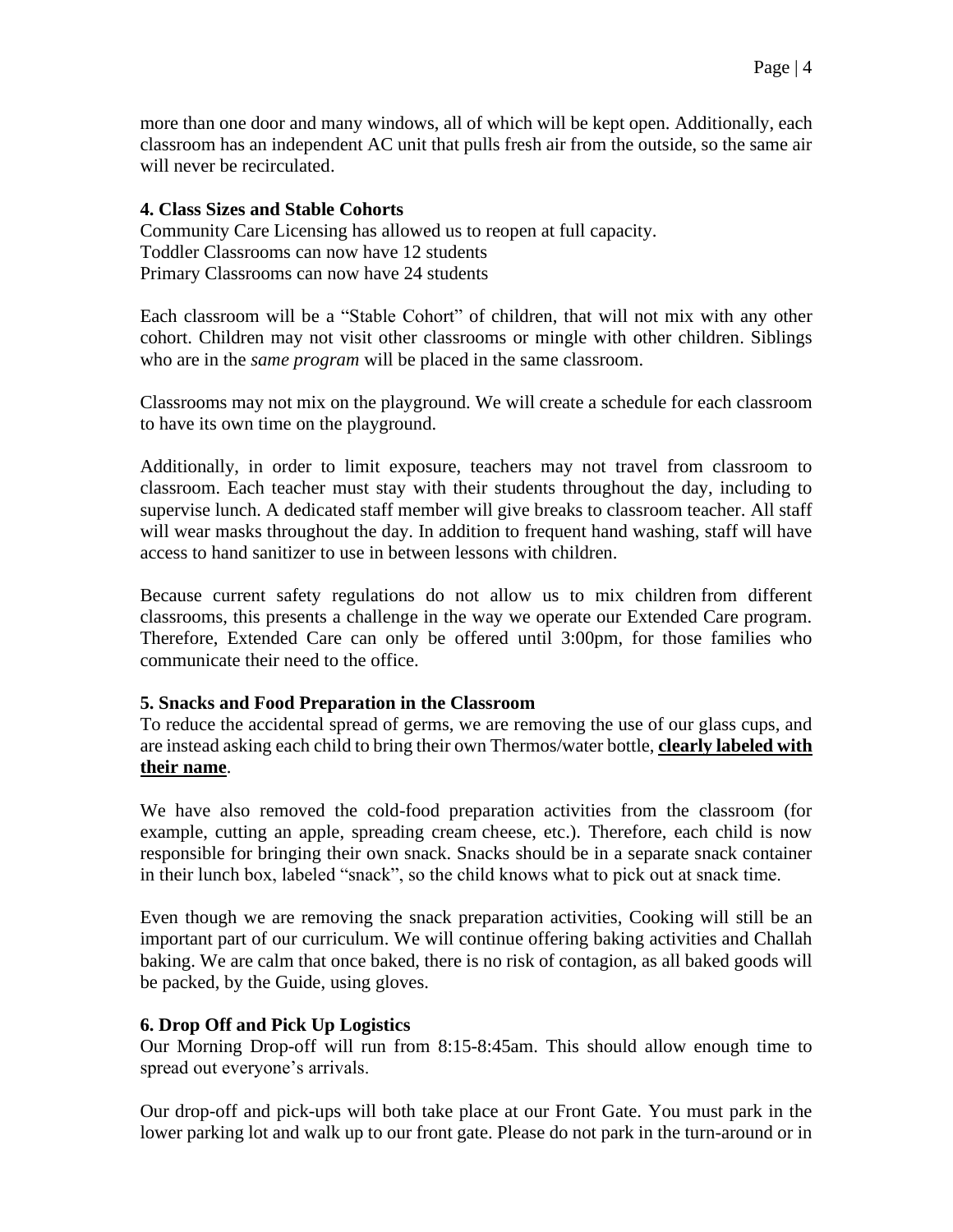more than one door and many windows, all of which will be kept open. Additionally, each classroom has an independent AC unit that pulls fresh air from the outside, so the same air will never be recirculated.

**4. Class Sizes and Stable Cohorts**

Community Care Licensing has allowed us to reopen at full capacity.
Toddler Classrooms can now have 12 students
Primary Classrooms can now have 24 students

Each classroom will be a "Stable Cohort" of children, that will not mix with any other cohort. Children may not visit other classrooms or mingle with other children. Siblings who are in the *same program* will be placed in the same classroom.

Classrooms may not mix on the playground. We will create a schedule for each classroom to have its own time on the playground.

Additionally, in order to limit exposure, teachers may not travel from classroom to classroom. Each teacher must stay with their students throughout the day, including to supervise lunch. A dedicated staff member will give breaks to classroom teacher. All staff will wear masks throughout the day. In addition to frequent hand washing, staff will have access to hand sanitizer to use in between lessons with children.

Because current safety regulations do not allow us to mix children from different classrooms, this presents a challenge in the way we operate our Extended Care program. Therefore, Extended Care can only be offered until 3:00pm, for those families who communicate their need to the office.

**5. Snacks and Food Preparation in the Classroom**

To reduce the accidental spread of germs, we are removing the use of our glass cups, and are instead asking each child to bring their own Thermos/water bottle, **clearly labeled with their name**.

We have also removed the cold-food preparation activities from the classroom (for example, cutting an apple, spreading cream cheese, etc.). Therefore, each child is now responsible for bringing their own snack. Snacks should be in a separate snack container in their lunch box, labeled "snack", so the child knows what to pick out at snack time.

Even though we are removing the snack preparation activities, Cooking will still be an important part of our curriculum. We will continue offering baking activities and Challah baking. We are calm that once baked, there is no risk of contagion, as all baked goods will be packed, by the Guide, using gloves.

**6. Drop Off and Pick Up Logistics**

Our Morning Drop-off will run from 8:15-8:45am. This should allow enough time to spread out everyone's arrivals.

Our drop-off and pick-ups will both take place at our Front Gate. You must park in the lower parking lot and walk up to our front gate. Please do not park in the turn-around or in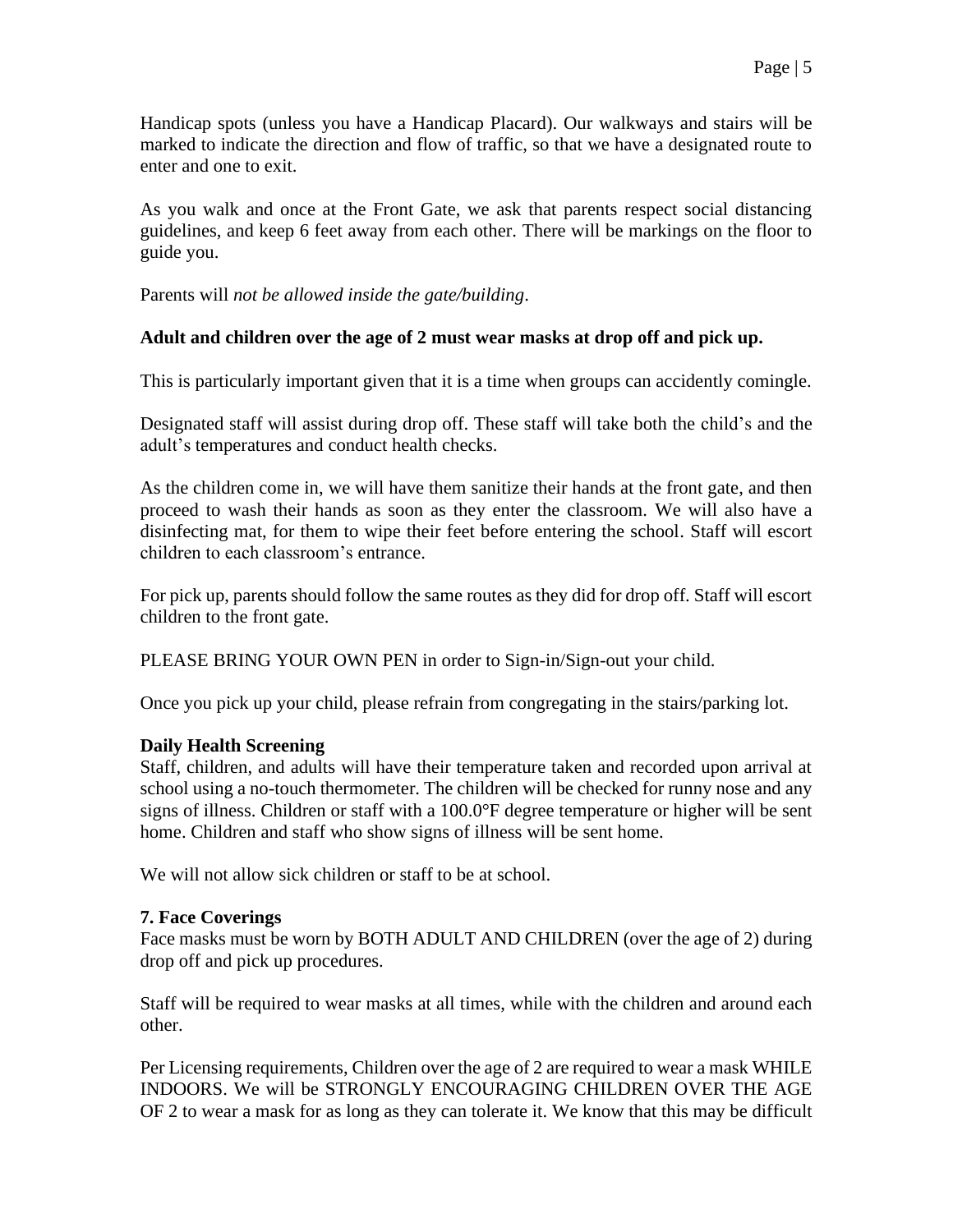Handicap spots (unless you have a Handicap Placard). Our walkways and stairs will be marked to indicate the direction and flow of traffic, so that we have a designated route to enter and one to exit.

As you walk and once at the Front Gate, we ask that parents respect social distancing guidelines, and keep 6 feet away from each other. There will be markings on the floor to guide you.

Parents will *not be allowed inside the gate/building*.

**Adult and children over the age of 2 must wear masks at drop off and pick up.**

This is particularly important given that it is a time when groups can accidently comingle.

Designated staff will assist during drop off. These staff will take both the child's and the adult's temperatures and conduct health checks.

As the children come in, we will have them sanitize their hands at the front gate, and then proceed to wash their hands as soon as they enter the classroom. We will also have a disinfecting mat, for them to wipe their feet before entering the school. Staff will escort children to each classroom's entrance.

For pick up, parents should follow the same routes as they did for drop off. Staff will escort children to the front gate.

PLEASE BRING YOUR OWN PEN in order to Sign-in/Sign-out your child.

Once you pick up your child, please refrain from congregating in the stairs/parking lot.

**Daily Health Screening**

Staff, children, and adults will have their temperature taken and recorded upon arrival at school using a no-touch thermometer. The children will be checked for runny nose and any signs of illness. Children or staff with a 100.0°F degree temperature or higher will be sent home. Children and staff who show signs of illness will be sent home.

We will not allow sick children or staff to be at school.

**7. Face Coverings**

Face masks must be worn by BOTH ADULT AND CHILDREN (over the age of 2) during drop off and pick up procedures.

Staff will be required to wear masks at all times, while with the children and around each other.

Per Licensing requirements, Children over the age of 2 are required to wear a mask WHILE INDOORS. We will be STRONGLY ENCOURAGING CHILDREN OVER THE AGE OF 2 to wear a mask for as long as they can tolerate it. We know that this may be difficult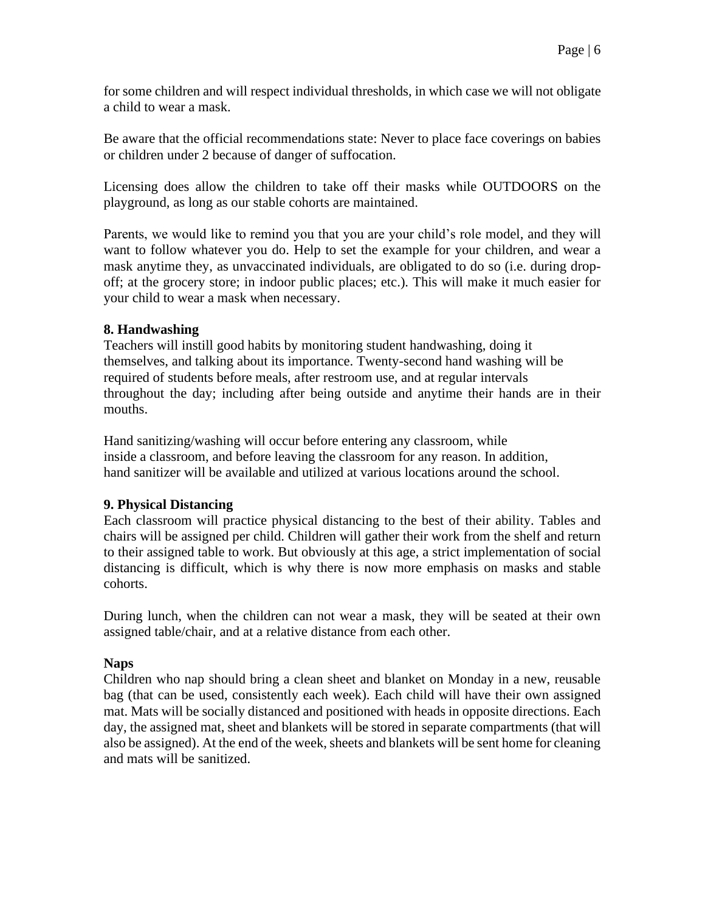for some children and will respect individual thresholds, in which case we will not obligate a child to wear a mask.

Be aware that the official recommendations state: Never to place face coverings on babies or children under 2 because of danger of suffocation.

Licensing does allow the children to take off their masks while OUTDOORS on the playground, as long as our stable cohorts are maintained.

Parents, we would like to remind you that you are your child's role model, and they will want to follow whatever you do. Help to set the example for your children, and wear a mask anytime they, as unvaccinated individuals, are obligated to do so (i.e. during drop-off; at the grocery store; in indoor public places; etc.). This will make it much easier for your child to wear a mask when necessary.

**8. Handwashing**

Teachers will instill good habits by monitoring student handwashing, doing it themselves, and talking about its importance. Twenty-second hand washing will be required of students before meals, after restroom use, and at regular intervals throughout the day; including after being outside and anytime their hands are in their mouths.

Hand sanitizing/washing will occur before entering any classroom, while inside a classroom, and before leaving the classroom for any reason. In addition, hand sanitizer will be available and utilized at various locations around the school.

**9. Physical Distancing**

Each classroom will practice physical distancing to the best of their ability. Tables and chairs will be assigned per child. Children will gather their work from the shelf and return to their assigned table to work. But obviously at this age, a strict implementation of social distancing is difficult, which is why there is now more emphasis on masks and stable cohorts.

During lunch, when the children can not wear a mask, they will be seated at their own assigned table/chair, and at a relative distance from each other.

**Naps**

Children who nap should bring a clean sheet and blanket on Monday in a new, reusable bag (that can be used, consistently each week). Each child will have their own assigned mat. Mats will be socially distanced and positioned with heads in opposite directions. Each day, the assigned mat, sheet and blankets will be stored in separate compartments (that will also be assigned). At the end of the week, sheets and blankets will be sent home for cleaning and mats will be sanitized.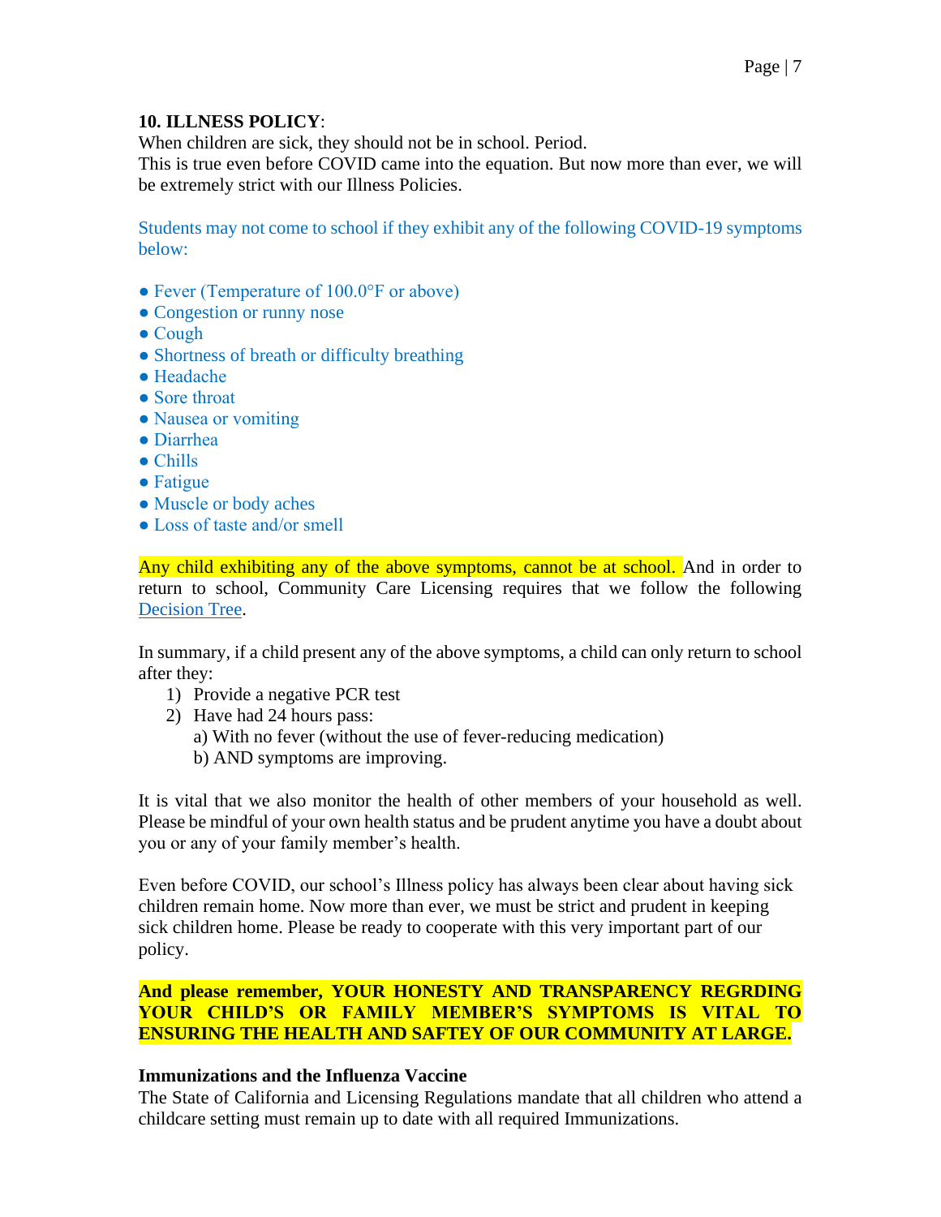**10. ILLNESS POLICY**:

When children are sick, they should not be in school. Period.
This is true even before COVID came into the equation. But now more than ever, we will be extremely strict with our Illness Policies.

Students may not come to school if they exhibit any of the following COVID-19 symptoms below:

- Fever (Temperature of 100.0°F or above)
- Congestion or runny nose
- Cough
- Shortness of breath or difficulty breathing
- Headache
- Sore throat
- Nausea or vomiting
- Diarrhea
- Chills
- Fatigue
- Muscle or body aches
- Loss of taste and/or smell

Any child exhibiting any of the above symptoms, cannot be at school. And in order to return to school, Community Care Licensing requires that we follow the following Decision Tree.

In summary, if a child present any of the above symptoms, a child can only return to school after they:

1) Provide a negative PCR test
2) Have had 24 hours pass:
   a) With no fever (without the use of fever-reducing medication)
   b) AND symptoms are improving.

It is vital that we also monitor the health of other members of your household as well. Please be mindful of your own health status and be prudent anytime you have a doubt about you or any of your family member's health.

Even before COVID, our school's Illness policy has always been clear about having sick children remain home. Now more than ever, we must be strict and prudent in keeping sick children home. Please be ready to cooperate with this very important part of our policy.

**And please remember, YOUR HONESTY AND TRANSPARENCY REGRDING YOUR CHILD'S OR FAMILY MEMBER'S SYMPTOMS IS VITAL TO ENSURING THE HEALTH AND SAFTEY OF OUR COMMUNITY AT LARGE.**

**Immunizations and the Influenza Vaccine**

The State of California and Licensing Regulations mandate that all children who attend a childcare setting must remain up to date with all required Immunizations.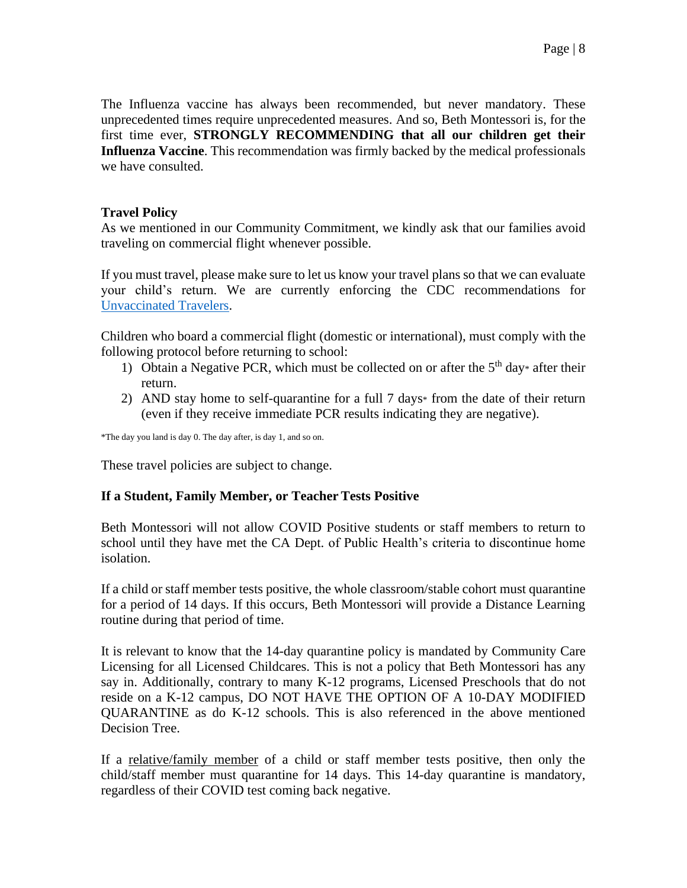The Influenza vaccine has always been recommended, but never mandatory. These unprecedented times require unprecedented measures. And so, Beth Montessori is, for the first time ever, **STRONGLY RECOMMENDING that all our children get their Influenza Vaccine**. This recommendation was firmly backed by the medical professionals we have consulted.

**Travel Policy**

As we mentioned in our Community Commitment, we kindly ask that our families avoid traveling on commercial flight whenever possible.

If you must travel, please make sure to let us know your travel plans so that we can evaluate your child's return. We are currently enforcing the CDC recommendations for [Unvaccinated Travelers](Unvaccinated Travelers).

Children who board a commercial flight (domestic or international), must comply with the following protocol before returning to school:

1) Obtain a Negative PCR, which must be collected on or after the 5th day* after their return.
2) AND stay home to self-quarantine for a full 7 days* from the date of their return (even if they receive immediate PCR results indicating they are negative).

*The day you land is day 0. The day after, is day 1, and so on.

These travel policies are subject to change.

**If a Student, Family Member, or Teacher Tests Positive**

Beth Montessori will not allow COVID Positive students or staff members to return to school until they have met the CA Dept. of Public Health's criteria to discontinue home isolation.

If a child or staff member tests positive, the whole classroom/stable cohort must quarantine for a period of 14 days. If this occurs, Beth Montessori will provide a Distance Learning routine during that period of time.

It is relevant to know that the 14-day quarantine policy is mandated by Community Care Licensing for all Licensed Childcares. This is not a policy that Beth Montessori has any say in. Additionally, contrary to many K-12 programs, Licensed Preschools that do not reside on a K-12 campus, DO NOT HAVE THE OPTION OF A 10-DAY MODIFIED QUARANTINE as do K-12 schools. This is also referenced in the above mentioned Decision Tree.

If a relative/family member of a child or staff member tests positive, then only the child/staff member must quarantine for 14 days. This 14-day quarantine is mandatory, regardless of their COVID test coming back negative.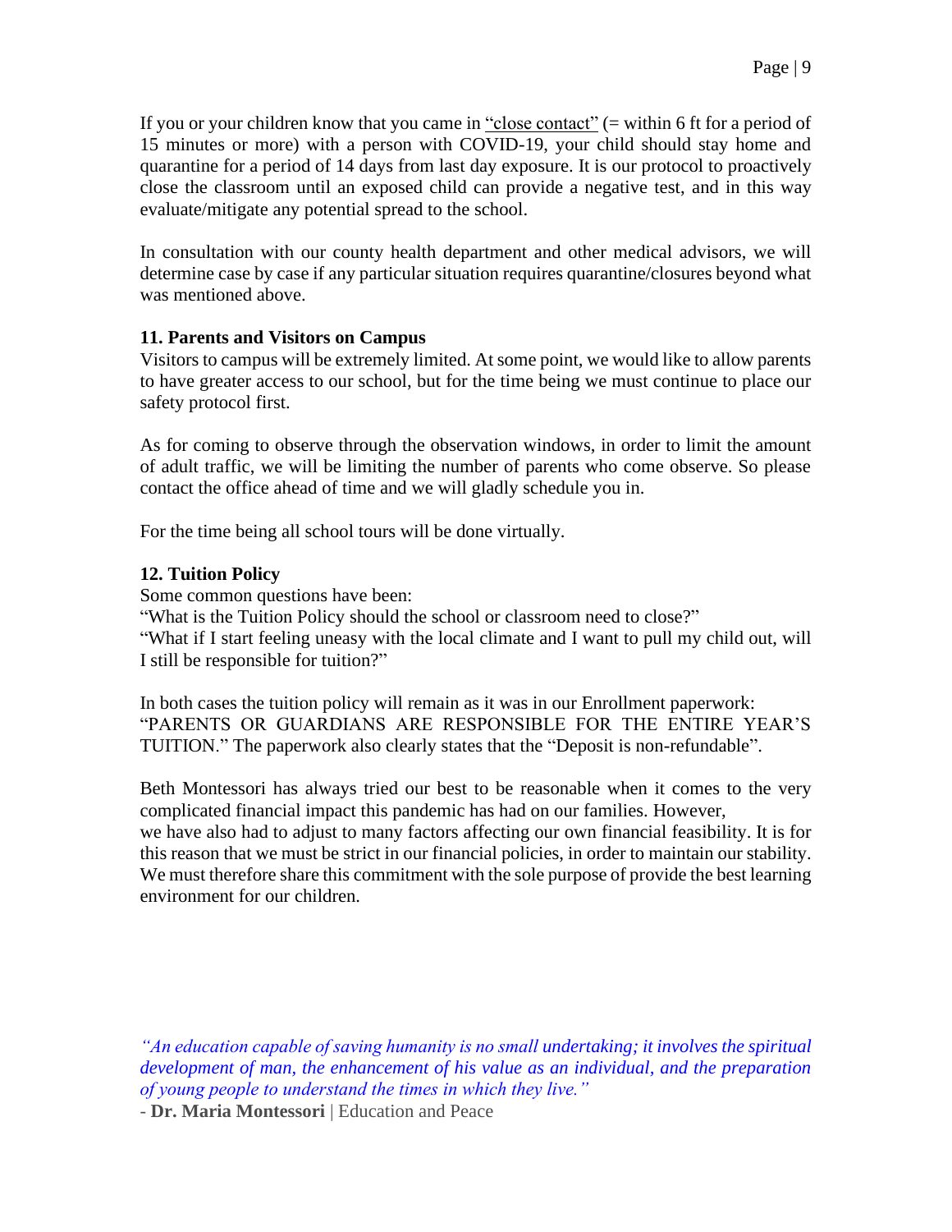If you or your children know that you came in <u>"close contact"</u> (= within 6 ft for a period of 15 minutes or more) with a person with COVID-19, your child should stay home and quarantine for a period of 14 days from last day exposure. It is our protocol to proactively close the classroom until an exposed child can provide a negative test, and in this way evaluate/mitigate any potential spread to the school.

In consultation with our county health department and other medical advisors, we will determine case by case if any particular situation requires quarantine/closures beyond what was mentioned above.

**11. Parents and Visitors on Campus**

Visitors to campus will be extremely limited. At some point, we would like to allow parents to have greater access to our school, but for the time being we must continue to place our safety protocol first.

As for coming to observe through the observation windows, in order to limit the amount of adult traffic, we will be limiting the number of parents who come observe. So please contact the office ahead of time and we will gladly schedule you in.

For the time being all school tours will be done virtually.

**12. Tuition Policy**

Some common questions have been:

"What is the Tuition Policy should the school or classroom need to close?"

"What if I start feeling uneasy with the local climate and I want to pull my child out, will I still be responsible for tuition?"

In both cases the tuition policy will remain as it was in our Enrollment paperwork: "PARENTS OR GUARDIANS ARE RESPONSIBLE FOR THE ENTIRE YEAR'S TUITION." The paperwork also clearly states that the "Deposit is non-refundable".

Beth Montessori has always tried our best to be reasonable when it comes to the very complicated financial impact this pandemic has had on our families. However, we have also had to adjust to many factors affecting our own financial feasibility. It is for this reason that we must be strict in our financial policies, in order to maintain our stability. We must therefore share this commitment with the sole purpose of provide the best learning environment for our children.

*"An education capable of saving humanity is no small undertaking; it involves the spiritual development of man, the enhancement of his value as an individual, and the preparation of young people to understand the times in which they live."*

\- **Dr. Maria Montessori** | Education and Peace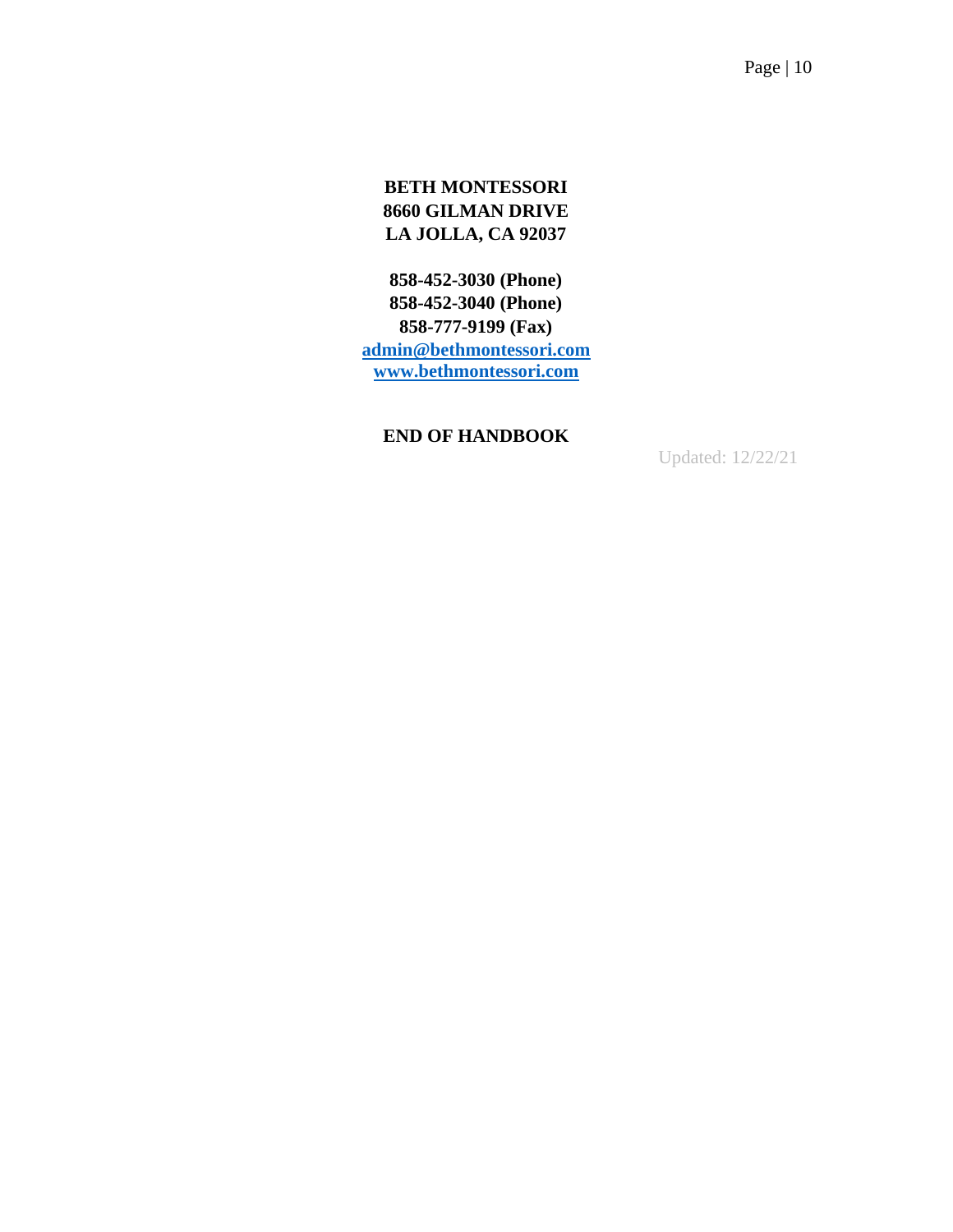**BETH MONTESSORI**
**8660 GILMAN DRIVE**
**LA JOLLA, CA 92037**

**858-452-3030 (Phone)**
**858-452-3040 (Phone)**
**858-777-9199 (Fax)**
**admin@bethmontessori.com**
**www.bethmontessori.com**

**END OF HANDBOOK**

Updated: 12/22/21